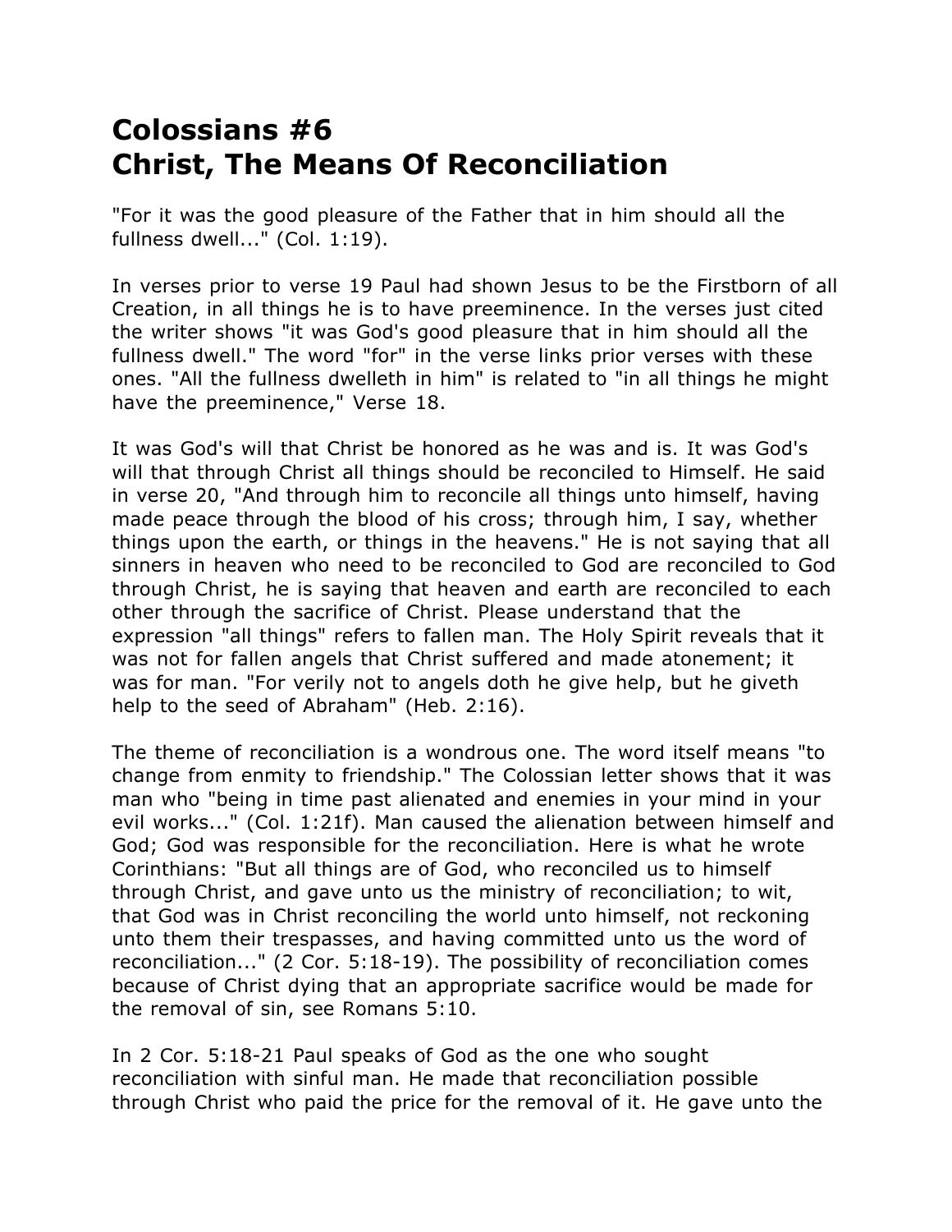# Colossians #6
# Christ, The Means Of Reconciliation

"For it was the good pleasure of the Father that in him should all the fullness dwell..." (Col. 1:19).

In verses prior to verse 19 Paul had shown Jesus to be the Firstborn of all Creation, in all things he is to have preeminence. In the verses just cited the writer shows "it was God's good pleasure that in him should all the fullness dwell." The word "for" in the verse links prior verses with these ones. "All the fullness dwelleth in him" is related to "in all things he might have the preeminence," Verse 18.

It was God's will that Christ be honored as he was and is. It was God's will that through Christ all things should be reconciled to Himself. He said in verse 20, "And through him to reconcile all things unto himself, having made peace through the blood of his cross; through him, I say, whether things upon the earth, or things in the heavens." He is not saying that all sinners in heaven who need to be reconciled to God are reconciled to God through Christ, he is saying that heaven and earth are reconciled to each other through the sacrifice of Christ. Please understand that the expression "all things" refers to fallen man. The Holy Spirit reveals that it was not for fallen angels that Christ suffered and made atonement; it was for man. "For verily not to angels doth he give help, but he giveth help to the seed of Abraham" (Heb. 2:16).

The theme of reconciliation is a wondrous one. The word itself means "to change from enmity to friendship." The Colossian letter shows that it was man who "being in time past alienated and enemies in your mind in your evil works..." (Col. 1:21f). Man caused the alienation between himself and God; God was responsible for the reconciliation. Here is what he wrote Corinthians: "But all things are of God, who reconciled us to himself through Christ, and gave unto us the ministry of reconciliation; to wit, that God was in Christ reconciling the world unto himself, not reckoning unto them their trespasses, and having committed unto us the word of reconciliation..." (2 Cor. 5:18-19). The possibility of reconciliation comes because of Christ dying that an appropriate sacrifice would be made for the removal of sin, see Romans 5:10.

In 2 Cor. 5:18-21 Paul speaks of God as the one who sought reconciliation with sinful man. He made that reconciliation possible through Christ who paid the price for the removal of it. He gave unto the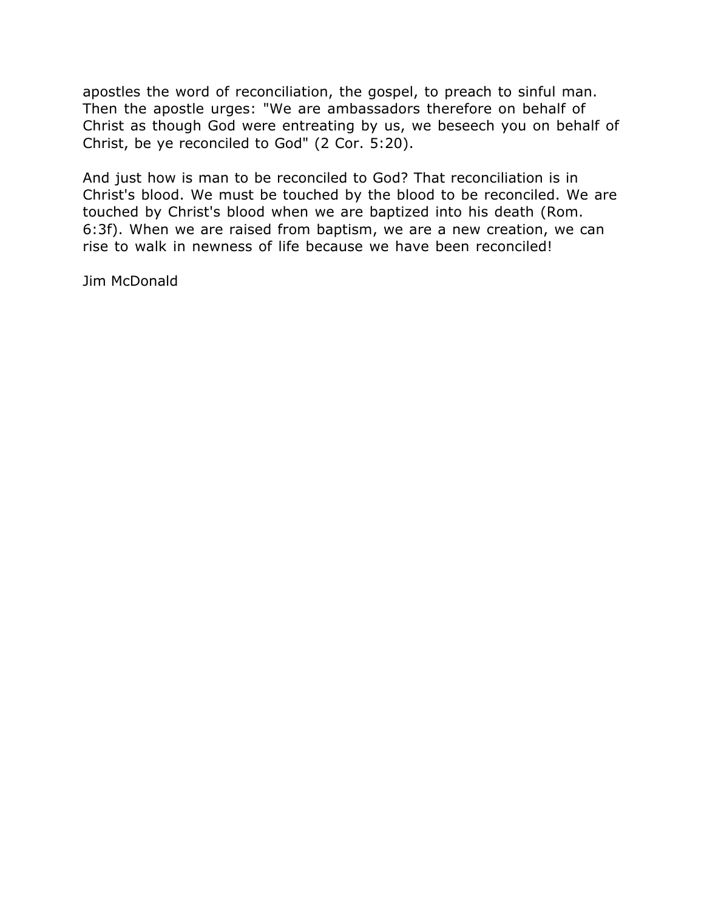apostles the word of reconciliation, the gospel, to preach to sinful man. Then the apostle urges: "We are ambassadors therefore on behalf of Christ as though God were entreating by us, we beseech you on behalf of Christ, be ye reconciled to God" (2 Cor. 5:20).

And just how is man to be reconciled to God? That reconciliation is in Christ's blood. We must be touched by the blood to be reconciled. We are touched by Christ's blood when we are baptized into his death (Rom. 6:3f). When we are raised from baptism, we are a new creation, we can rise to walk in newness of life because we have been reconciled!

Jim McDonald